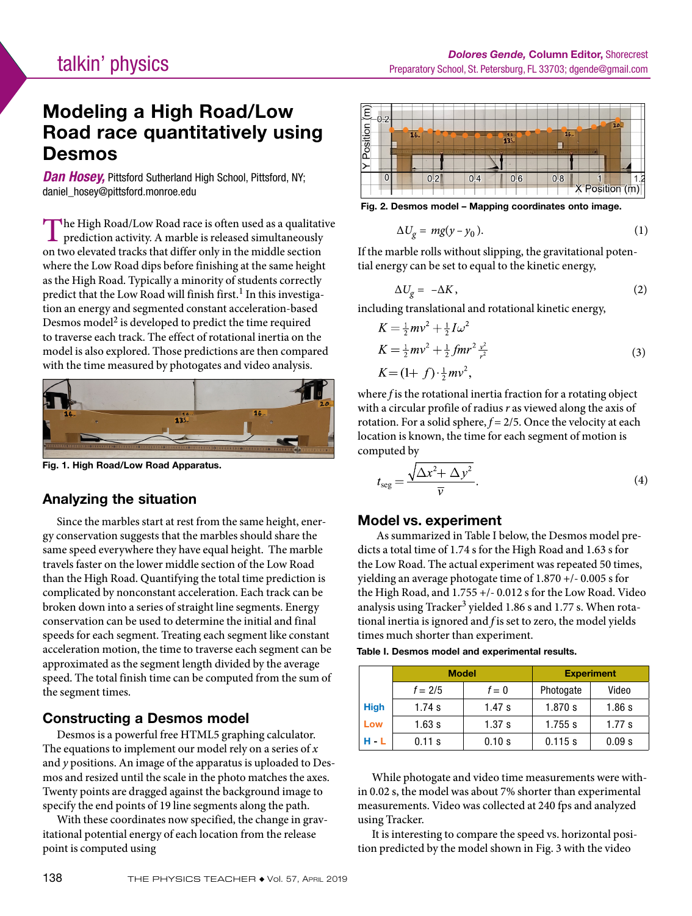# Modeling a High Road/Low Road race quantitatively using Desmos

***Dan Hosey,*** Pittsford Sutherland High School, Pittsford, NY; daniel_hosey@pittsford.monroe.edu

The High Road/Low Road race is often used as a qualitative prediction activity. A marble is released simultaneously on two elevated tracks that differ only in the middle section where the Low Road dips before finishing at the same height as the High Road. Typically a minority of students correctly predict that the Low Road will finish first.[1] In this investigation an energy and segmented constant acceleration-based Desmos model[2] is developed to predict the time required to traverse each track. The effect of rotational inertia on the model is also explored. Those predictions are then compared with the time measured by photogates and video analysis.

**Fig. 1. High Road/Low Road Apparatus.**

## Analyzing the situation

Since the marbles start at rest from the same height, energy conservation suggests that the marbles should share the same speed everywhere they have equal height. The marble travels faster on the lower middle section of the Low Road than the High Road. Quantifying the total time prediction is complicated by nonconstant acceleration. Each track can be broken down into a series of straight line segments. Energy conservation can be used to determine the initial and final speeds for each segment. Treating each segment like constant acceleration motion, the time to traverse each segment can be approximated as the segment length divided by the average speed. The total finish time can be computed from the sum of the segment times.

## Constructing a Desmos model

Desmos is a powerful free HTML5 graphing calculator. The equations to implement our model rely on a series of $x$ and $y$ positions. An image of the apparatus is uploaded to Desmos and resized until the scale in the photo matches the axes. Twenty points are dragged against the background image to specify the end points of 19 line segments along the path.

With these coordinates now specified, the change in gravitational potential energy of each location from the release point is computed using

**Fig. 2. Desmos model – Mapping coordinates onto image.**

$$\Delta U_g = mg(y - y_0). \tag{1}$$

If the marble rolls without slipping, the gravitational potential energy can be set to equal to the kinetic energy,

$$\Delta U_g = -\Delta K, \tag{2}$$

including translational and rotational kinetic energy,

$$\begin{aligned} K &= \tfrac{1}{2}mv^2 + \tfrac{1}{2}I\omega^2 \\ K &= \tfrac{1}{2}mv^2 + \tfrac{1}{2}\,fmr^2\,\tfrac{v^2}{r^2} \\ K &= (1+f)\cdot\tfrac{1}{2}mv^2, \end{aligned} \tag{3}$$

where $f$ is the rotational inertia fraction for a rotating object with a circular profile of radius $r$ as viewed along the axis of rotation. For a solid sphere, $f = 2/5$. Once the velocity at each location is known, the time for each segment of motion is computed by

$$t_{\text{seg}} = \frac{\sqrt{\Delta x^2 + \Delta y^2}}{\bar{v}}. \tag{4}$$

## Model vs. experiment

As summarized in Table I below, the Desmos model predicts a total time of 1.74 s for the High Road and 1.63 s for the Low Road. The actual experiment was repeated 50 times, yielding an average photogate time of 1.870 +/- 0.005 s for the High Road, and 1.755 +/- 0.012 s for the Low Road. Video analysis using Tracker[3] yielded 1.86 s and 1.77 s. When rotational inertia is ignored and $f$ is set to zero, the model yields times much shorter than experiment.

**Table I. Desmos model and experimental results.**

| | Model | | Experiment | |
|---|---|---|---|---|
| | $f = 2/5$ | $f = 0$ | Photogate | Video |
| High | 1.74 s | 1.47 s | 1.870 s | 1.86 s |
| Low | 1.63 s | 1.37 s | 1.755 s | 1.77 s |
| H - L | 0.11 s | 0.10 s | 0.115 s | 0.09 s |

While photogate and video time measurements were within 0.02 s, the model was about 7% shorter than experimental measurements. Video was collected at 240 fps and analyzed using Tracker.

It is interesting to compare the speed vs. horizontal position predicted by the model shown in Fig. 3 with the video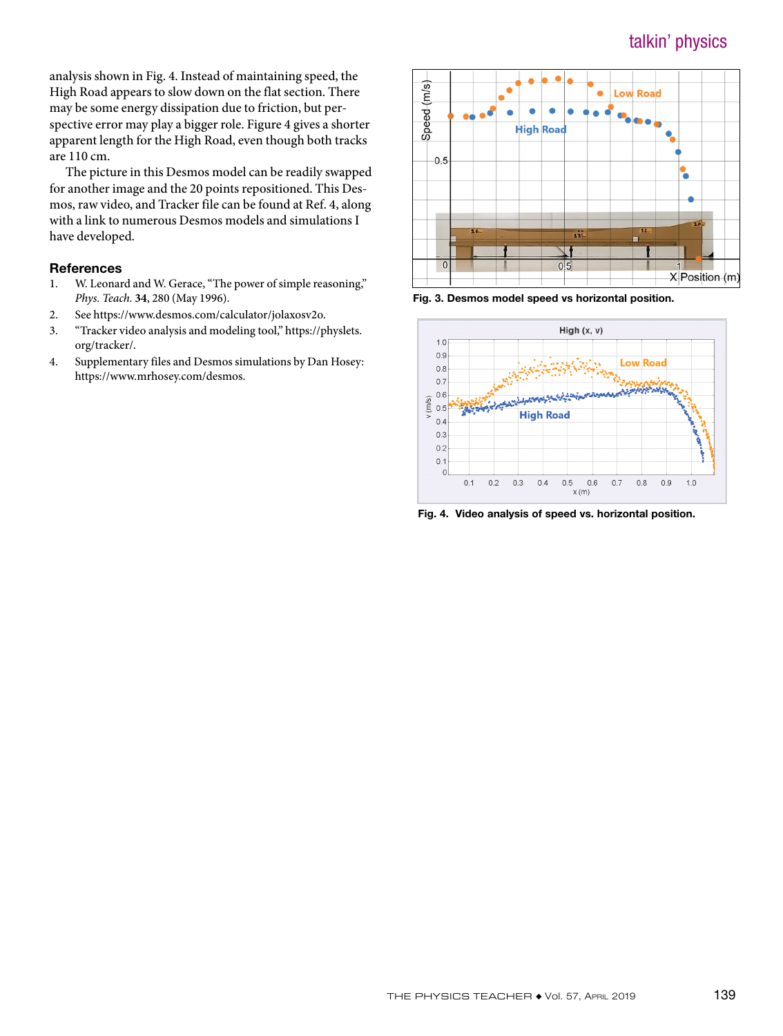analysis shown in Fig. 4. Instead of maintaining speed, the High Road appears to slow down on the flat section. There may be some energy dissipation due to friction, but perspective error may play a bigger role. Figure 4 gives a shorter apparent length for the High Road, even though both tracks are 110 cm.

The picture in this Desmos model can be readily swapped for another image and the 20 points repositioned. This Desmos, raw video, and Tracker file can be found at Ref. 4, along with a link to numerous Desmos models and simulations I have developed.

## References

1. W. Leonard and W. Gerace, "The power of simple reasoning," *Phys. Teach.* **34**, 280 (May 1996).
2. See https://www.desmos.com/calculator/jolaxosv2o.
3. "Tracker video analysis and modeling tool," https://physlets.org/tracker/.
4. Supplementary files and Desmos simulations by Dan Hosey: https://www.mrhosey.com/desmos.

Speed (m/s)
0.5
Low Road
High Road
0
0.5
1
X Position (m)

**Fig. 3. Desmos model speed vs horizontal position.**

High (x, v)
v (m/s)
1.0
0.9
0.8
0.7
0.6
0.5
0.4
0.3
0.2
0.1
0
Low Road
High Road
0.1 0.2 0.3 0.4 0.5 0.6 0.7 0.8 0.9 1.0
x (m)

**Fig. 4. Video analysis of speed vs. horizontal position.**